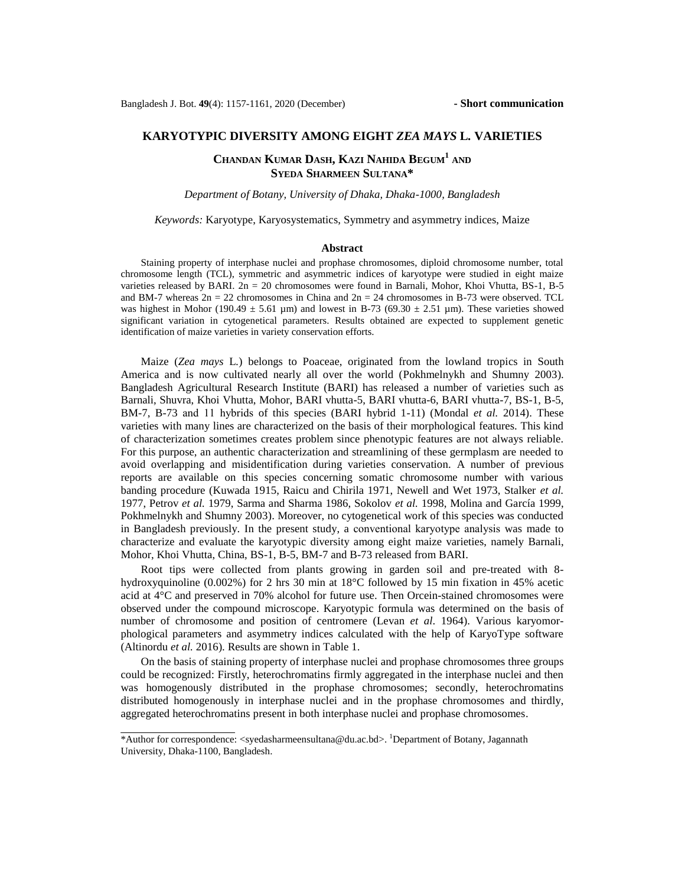- Short communication

# KARYOTYPIC DIVERSITY AMONG EIGHT *ZEA MAYS* L. VARIETIES

**CHANDAN KUMAR DASH, KAZI NAHIDA BEGUM[1] AND SYEDA SHARMEEN SULTANA***

*Department of Botany, University of Dhaka, Dhaka-1000, Bangladesh*

*Keywords:* Karyotype, Karyosystematics, Symmetry and asymmetry indices, Maize

## Abstract

Staining property of interphase nuclei and prophase chromosomes, diploid chromosome number, total chromosome length (TCL), symmetric and asymmetric indices of karyotype were studied in eight maize varieties released by BARI. 2n = 20 chromosomes were found in Barnali, Mohor, Khoi Vhutta, BS-1, B-5 and BM-7 whereas 2n = 22 chromosomes in China and 2n = 24 chromosomes in B-73 were observed. TCL was highest in Mohor (190.49 ± 5.61 µm) and lowest in B-73 (69.30 ± 2.51 µm). These varieties showed significant variation in cytogenetical parameters. Results obtained are expected to supplement genetic identification of maize varieties in variety conservation efforts.

Maize (*Zea mays* L.) belongs to Poaceae, originated from the lowland tropics in South America and is now cultivated nearly all over the world (Pokhmelnykh and Shumny 2003). Bangladesh Agricultural Research Institute (BARI) has released a number of varieties such as Barnali, Shuvra, Khoi Vhutta, Mohor, BARI vhutta-5, BARI vhutta-6, BARI vhutta-7, BS-1, B-5, BM-7, B-73 and 11 hybrids of this species (BARI hybrid 1-11) (Mondal *et al.* 2014). These varieties with many lines are characterized on the basis of their morphological features. This kind of characterization sometimes creates problem since phenotypic features are not always reliable. For this purpose, an authentic characterization and streamlining of these germplasm are needed to avoid overlapping and misidentification during varieties conservation. A number of previous reports are available on this species concerning somatic chromosome number with various banding procedure (Kuwada 1915, Raicu and Chirila 1971, Newell and Wet 1973, Stalker *et al.* 1977, Petrov *et al.* 1979, Sarma and Sharma 1986, Sokolov *et al.* 1998, Molina and García 1999, Pokhmelnykh and Shumny 2003). Moreover, no cytogenetical work of this species was conducted in Bangladesh previously. In the present study, a conventional karyotype analysis was made to characterize and evaluate the karyotypic diversity among eight maize varieties, namely Barnali, Mohor, Khoi Vhutta, China, BS-1, B-5, BM-7 and B-73 released from BARI.

Root tips were collected from plants growing in garden soil and pre-treated with 8-hydroxyquinoline (0.002%) for 2 hrs 30 min at 18°C followed by 15 min fixation in 45% acetic acid at 4°C and preserved in 70% alcohol for future use. Then Orcein-stained chromosomes were observed under the compound microscope. Karyotypic formula was determined on the basis of number of chromosome and position of centromere (Levan *et al.* 1964). Various karyomorphological parameters and asymmetry indices calculated with the help of KaryoType software (Altinordu *et al.* 2016). Results are shown in Table 1.

On the basis of staining property of interphase nuclei and prophase chromosomes three groups could be recognized: Firstly, heterochromatins firmly aggregated in the interphase nuclei and then was homogenously distributed in the prophase chromosomes; secondly, heterochromatins distributed homogenously in interphase nuclei and in the prophase chromosomes and thirdly, aggregated heterochromatins present in both interphase nuclei and prophase chromosomes.

*Author for correspondence: <syedasharmeensultana@du.ac.bd>. [1]Department of Botany, Jagannath University, Dhaka-1100, Bangladesh.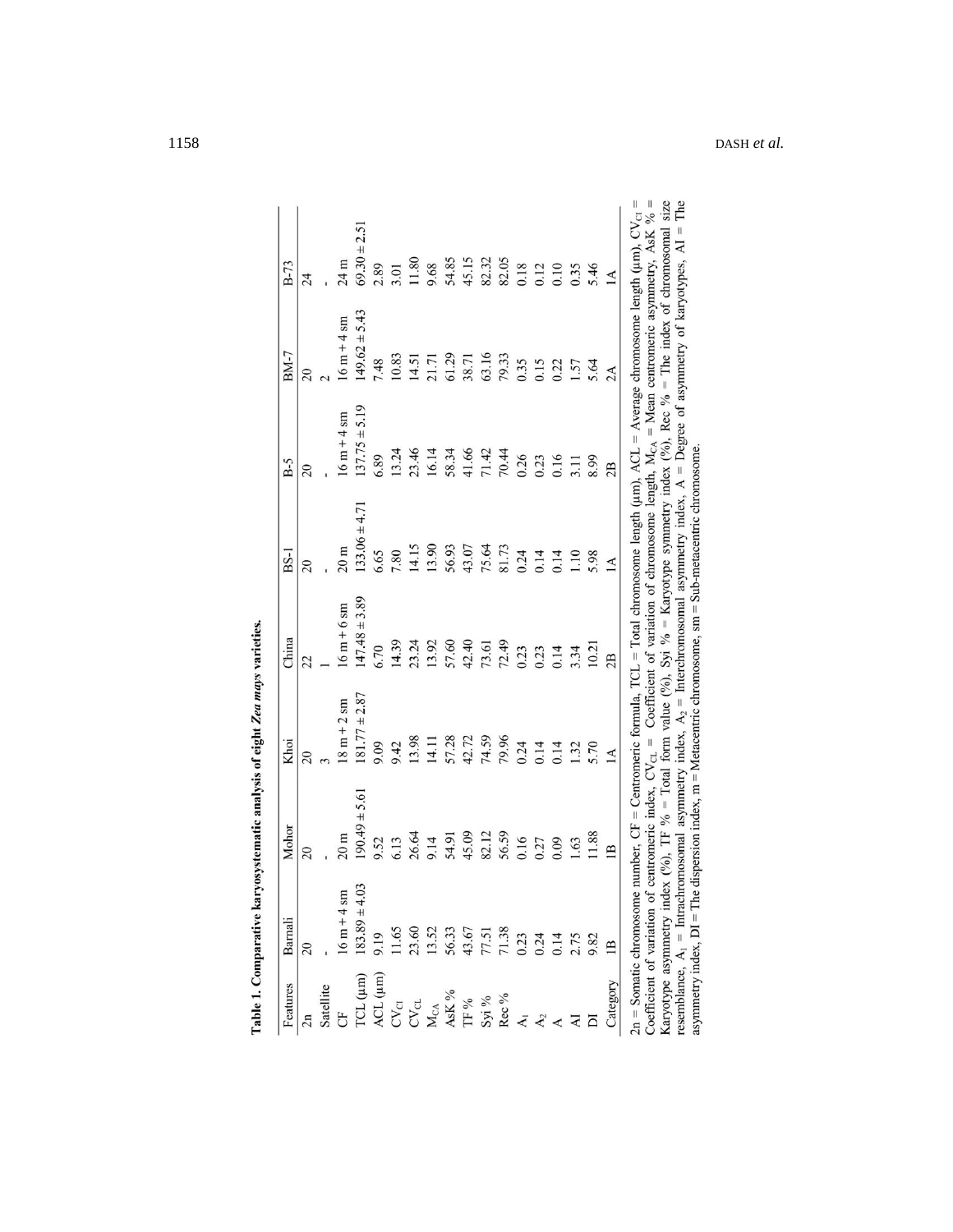**Table 1. Comparative karyosystematic analysis of eight *Zea mays* varieties.**

| Features | Barnali | Mohor | Khoi | China | BS-1 | B-5 | BM-7 | B-73 |
|---|---|---|---|---|---|---|---|---|
| 2n | 20 | 20 | 20 | 22 | 20 | 20 | 20 | 24 |
| Satellite | - | - | 3 | 1 | - | - | 2 | - |
| CF | 16 m + 4 sm | 20 m | 18 m + 2 sm | 16 m + 6 sm | 20 m | 16 m + 4 sm | 16 m + 4 sm | 24 m |
| TCL (µm) | 183.89 ± 4.03 | 190.49 ± 5.61 | 181.77 ± 2.87 | 147.48 ± 3.89 | 133.06 ± 4.71 | 137.75 ± 5.19 | 149.62 ± 5.43 | 69.30 ± 2.51 |
| ACL (µm) | 9.19 | 9.52 | 9.09 | 6.70 | 6.65 | 6.89 | 7.48 | 2.89 |
| $CV_{CI}$ | 11.65 | 6.13 | 9.42 | 14.39 | 7.80 | 13.24 | 10.83 | 3.01 |
| $CV_{CL}$ | 23.60 | 26.64 | 13.98 | 23.24 | 14.15 | 23.46 | 14.51 | 11.80 |
| $M_{CA}$ | 13.52 | 9.14 | 14.11 | 13.92 | 13.90 | 16.14 | 21.71 | 9.68 |
| AsK % | 56.33 | 54.91 | 57.28 | 57.60 | 56.93 | 58.34 | 61.29 | 54.85 |
| TF % | 43.67 | 45.09 | 42.72 | 42.40 | 43.07 | 41.66 | 38.71 | 45.15 |
| Syi % | 77.51 | 82.12 | 74.59 | 73.61 | 75.64 | 71.42 | 63.16 | 82.32 |
| Rec % | 71.38 | 56.59 | 79.96 | 72.49 | 81.73 | 70.44 | 79.33 | 82.05 |
| $A_1$ | 0.23 | 0.16 | 0.24 | 0.23 | 0.24 | 0.26 | 0.35 | 0.18 |
| $A_2$ | 0.24 | 0.27 | 0.14 | 0.23 | 0.14 | 0.23 | 0.15 | 0.12 |
| A | 0.14 | 0.09 | 0.14 | 0.14 | 0.14 | 0.16 | 0.22 | 0.10 |
| AI | 2.75 | 1.63 | 1.32 | 3.34 | 1.10 | 3.11 | 1.57 | 0.35 |
| DI | 9.82 | 11.88 | 5.70 | 10.21 | 5.98 | 8.99 | 5.64 | 5.46 |
| Category | 1B | 1B | 1A | 2B | 1A | 2B | 2A | 1A |

2n = Somatic chromosome number, CF = Centromeric formula, TCL = Total chromosome length (µm), ACL = Average chromosome length (µm), $CV_{CI}$ = Coefficient of variation of centromeric index, $CV_{CL}$ = Coefficient of variation of chromosome length, $M_{CA}$ = Mean centromeric asymmetry, AsK % = Karyotype asymmetry index (%), TF % = Total form value (%), Syi % = Karyotype symmetry index (%), Rec % = The index of chromosomal size resemblance, $A_1$ = Intrachromosomal asymmetry index, $A_2$ = Interchromosomal asymmetry index, A = Degree of asymmetry of karyotypes, AI = The asymmetry index, DI = The dispersion index, m = Metacentric chromosome, sm = Sub-metacentric chromosome.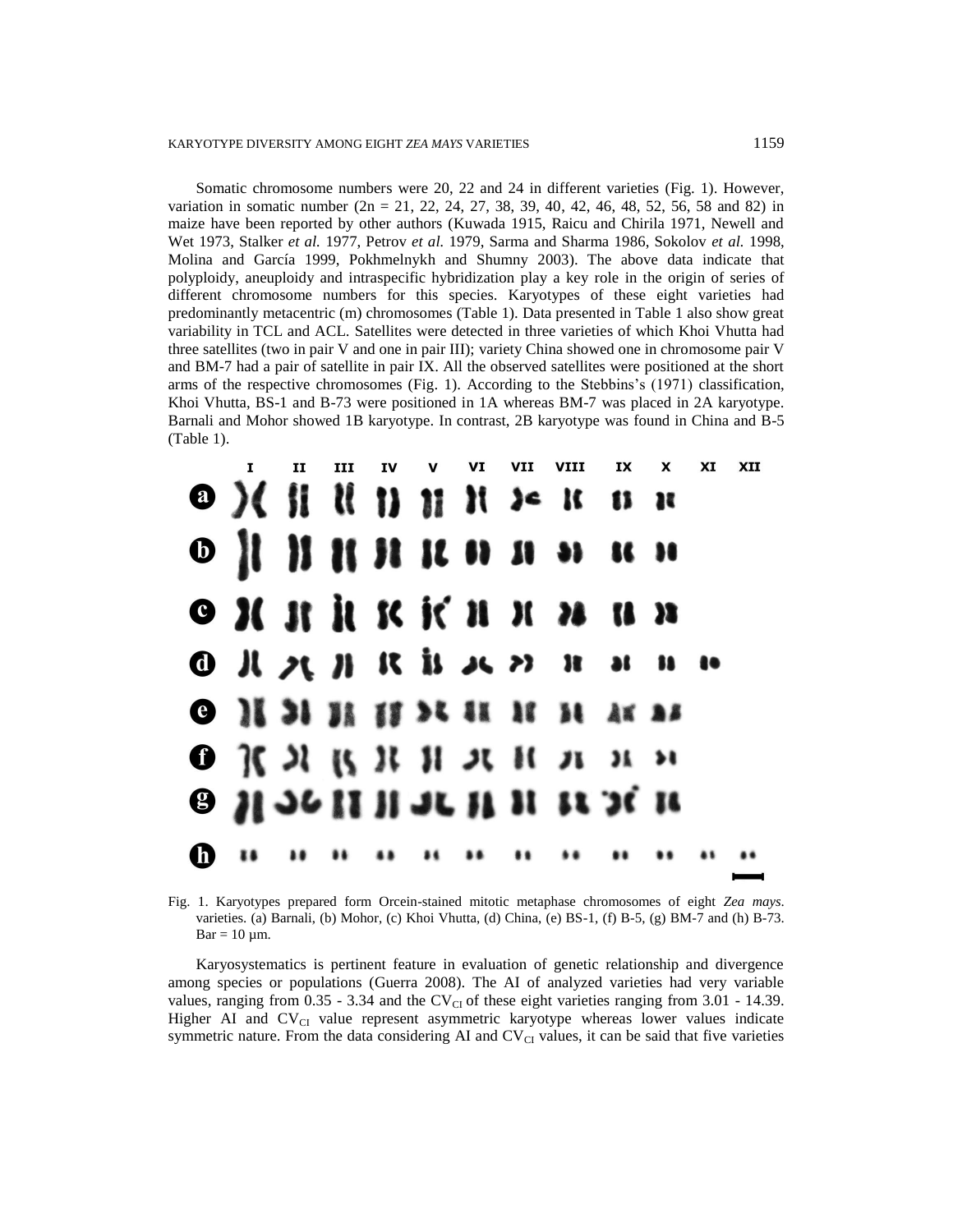Somatic chromosome numbers were 20, 22 and 24 in different varieties (Fig. 1). However, variation in somatic number (2n = 21, 22, 24, 27, 38, 39, 40, 42, 46, 48, 52, 56, 58 and 82) in maize have been reported by other authors (Kuwada 1915, Raicu and Chirila 1971, Newell and Wet 1973, Stalker *et al.* 1977, Petrov *et al.* 1979, Sarma and Sharma 1986, Sokolov *et al.* 1998, Molina and García 1999, Pokhmelnykh and Shumny 2003). The above data indicate that polyploidy, aneuploidy and intraspecific hybridization play a key role in the origin of series of different chromosome numbers for this species. Karyotypes of these eight varieties had predominantly metacentric (m) chromosomes (Table 1). Data presented in Table 1 also show great variability in TCL and ACL. Satellites were detected in three varieties of which Khoi Vhutta had three satellites (two in pair V and one in pair III); variety China showed one in chromosome pair V and BM-7 had a pair of satellite in pair IX. All the observed satellites were positioned at the short arms of the respective chromosomes (Fig. 1). According to the Stebbins's (1971) classification, Khoi Vhutta, BS-1 and B-73 were positioned in 1A whereas BM-7 was placed in 2A karyotype. Barnali and Mohor showed 1B karyotype. In contrast, 2B karyotype was found in China and B-5 (Table 1).

Fig. 1. Karyotypes prepared form Orcein-stained mitotic metaphase chromosomes of eight *Zea mays*. varieties. (a) Barnali, (b) Mohor, (c) Khoi Vhutta, (d) China, (e) BS-1, (f) B-5, (g) BM-7 and (h) B-73. Bar = 10 µm.

Karyosystematics is pertinent feature in evaluation of genetic relationship and divergence among species or populations (Guerra 2008). The AI of analyzed varieties had very variable values, ranging from 0.35 - 3.34 and the $CV_{CI}$ of these eight varieties ranging from 3.01 - 14.39. Higher AI and $CV_{CI}$ value represent asymmetric karyotype whereas lower values indicate symmetric nature. From the data considering AI and $CV_{CI}$ values, it can be said that five varieties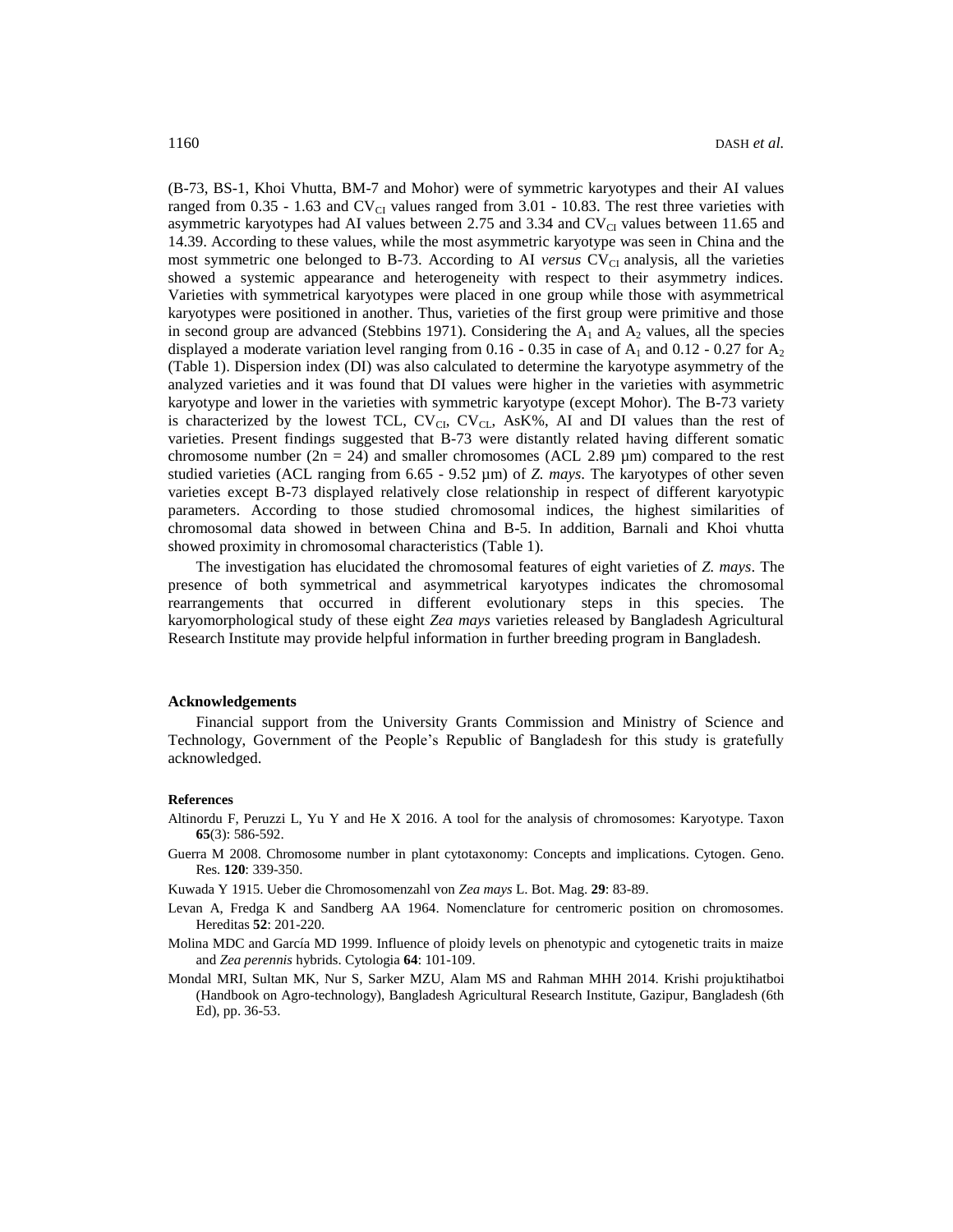(B-73, BS-1, Khoi Vhutta, BM-7 and Mohor) were of symmetric karyotypes and their AI values ranged from 0.35 - 1.63 and $CV_{CI}$ values ranged from 3.01 - 10.83. The rest three varieties with asymmetric karyotypes had AI values between 2.75 and 3.34 and $CV_{CI}$ values between 11.65 and 14.39. According to these values, while the most asymmetric karyotype was seen in China and the most symmetric one belonged to B-73. According to AI *versus* $CV_{CI}$ analysis, all the varieties showed a systemic appearance and heterogeneity with respect to their asymmetry indices. Varieties with symmetrical karyotypes were placed in one group while those with asymmetrical karyotypes were positioned in another. Thus, varieties of the first group were primitive and those in second group are advanced (Stebbins 1971). Considering the $A_1$ and $A_2$ values, all the species displayed a moderate variation level ranging from 0.16 - 0.35 in case of $A_1$ and 0.12 - 0.27 for $A_2$ (Table 1). Dispersion index (DI) was also calculated to determine the karyotype asymmetry of the analyzed varieties and it was found that DI values were higher in the varieties with asymmetric karyotype and lower in the varieties with symmetric karyotype (except Mohor). The B-73 variety is characterized by the lowest TCL, $CV_{CI}$, $CV_{CL}$, AsK%, AI and DI values than the rest of varieties. Present findings suggested that B-73 were distantly related having different somatic chromosome number ($2n = 24$) and smaller chromosomes (ACL 2.89 µm) compared to the rest studied varieties (ACL ranging from 6.65 - 9.52 µm) of *Z. mays*. The karyotypes of other seven varieties except B-73 displayed relatively close relationship in respect of different karyotypic parameters. According to those studied chromosomal indices, the highest similarities of chromosomal data showed in between China and B-5. In addition, Barnali and Khoi vhutta showed proximity in chromosomal characteristics (Table 1).

The investigation has elucidated the chromosomal features of eight varieties of *Z. mays*. The presence of both symmetrical and asymmetrical karyotypes indicates the chromosomal rearrangements that occurred in different evolutionary steps in this species. The karyomorphological study of these eight *Zea mays* varieties released by Bangladesh Agricultural Research Institute may provide helpful information in further breeding program in Bangladesh.

### Acknowledgements

Financial support from the University Grants Commission and Ministry of Science and Technology, Government of the People's Republic of Bangladesh for this study is gratefully acknowledged.

### References

Altinordu F, Peruzzi L, Yu Y and He X 2016. A tool for the analysis of chromosomes: Karyotype. Taxon **65**(3): 586-592.

Guerra M 2008. Chromosome number in plant cytotaxonomy: Concepts and implications. Cytogen. Geno. Res. **120**: 339-350.

Kuwada Y 1915. Ueber die Chromosomenzahl von *Zea mays* L. Bot. Mag. **29**: 83-89.

Levan A, Fredga K and Sandberg AA 1964. Nomenclature for centromeric position on chromosomes. Hereditas **52**: 201-220.

Molina MDC and García MD 1999. Influence of ploidy levels on phenotypic and cytogenetic traits in maize and *Zea perennis* hybrids. Cytologia **64**: 101-109.

Mondal MRI, Sultan MK, Nur S, Sarker MZU, Alam MS and Rahman MHH 2014. Krishi projuktihatboi (Handbook on Agro-technology), Bangladesh Agricultural Research Institute, Gazipur, Bangladesh (6th Ed), pp. 36-53.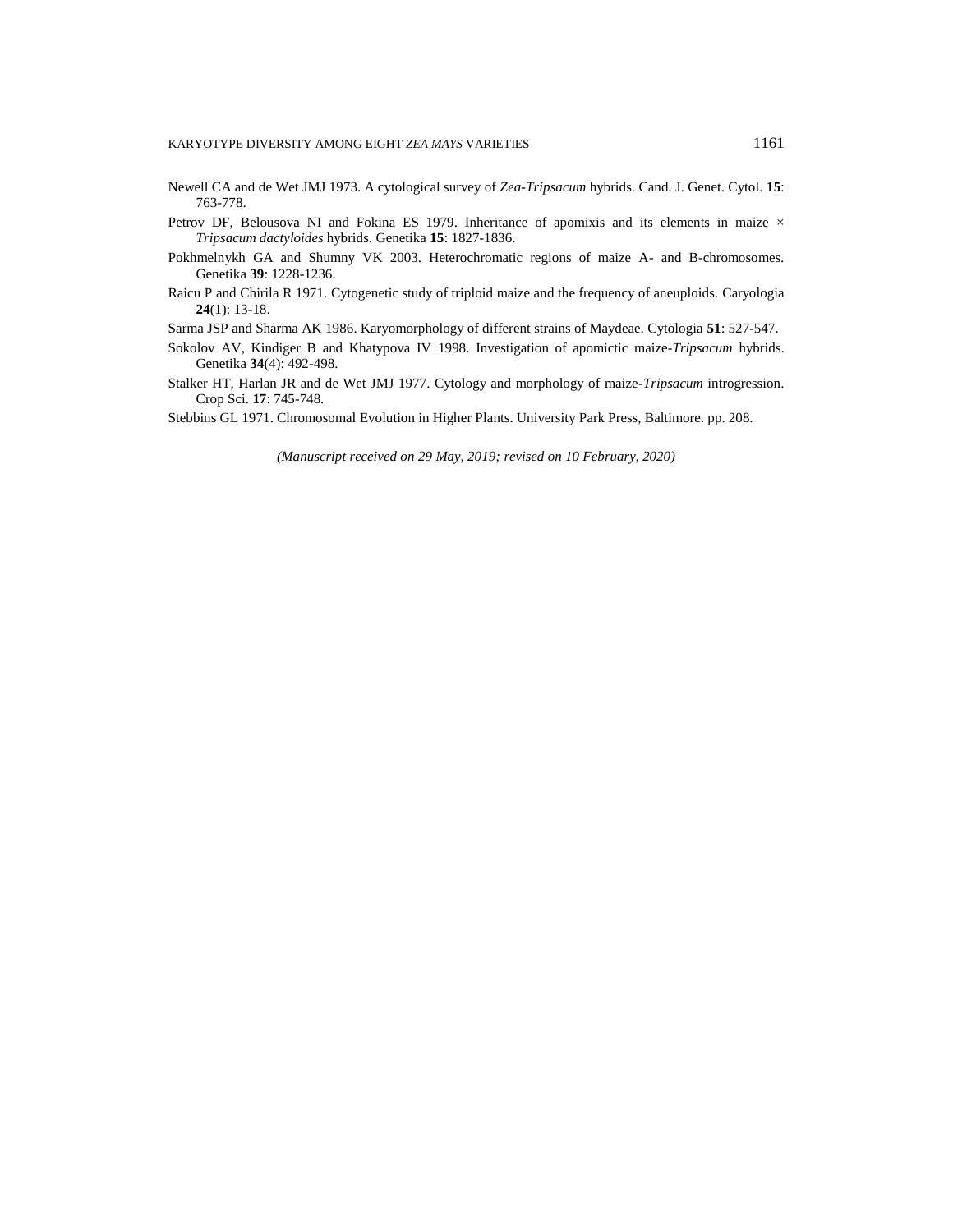Newell CA and de Wet JMJ 1973. A cytological survey of *Zea-Tripsacum* hybrids. Cand. J. Genet. Cytol. **15**: 763-778.

Petrov DF, Belousova NI and Fokina ES 1979. Inheritance of apomixis and its elements in maize × *Tripsacum dactyloides* hybrids. Genetika **15**: 1827-1836.

Pokhmelnykh GA and Shumny VK 2003. Heterochromatic regions of maize A- and B-chromosomes. Genetika **39**: 1228-1236.

Raicu P and Chirila R 1971. Cytogenetic study of triploid maize and the frequency of aneuploids. Caryologia **24**(1): 13-18.

Sarma JSP and Sharma AK 1986. Karyomorphology of different strains of Maydeae. Cytologia **51**: 527-547.

Sokolov AV, Kindiger B and Khatypova IV 1998. Investigation of apomictic maize-*Tripsacum* hybrids. Genetika **34**(4): 492-498.

Stalker HT, Harlan JR and de Wet JMJ 1977. Cytology and morphology of maize-*Tripsacum* introgression. Crop Sci. **17**: 745-748.

Stebbins GL 1971. Chromosomal Evolution in Higher Plants. University Park Press, Baltimore. pp. 208.

*(Manuscript received on 29 May, 2019; revised on 10 February, 2020)*